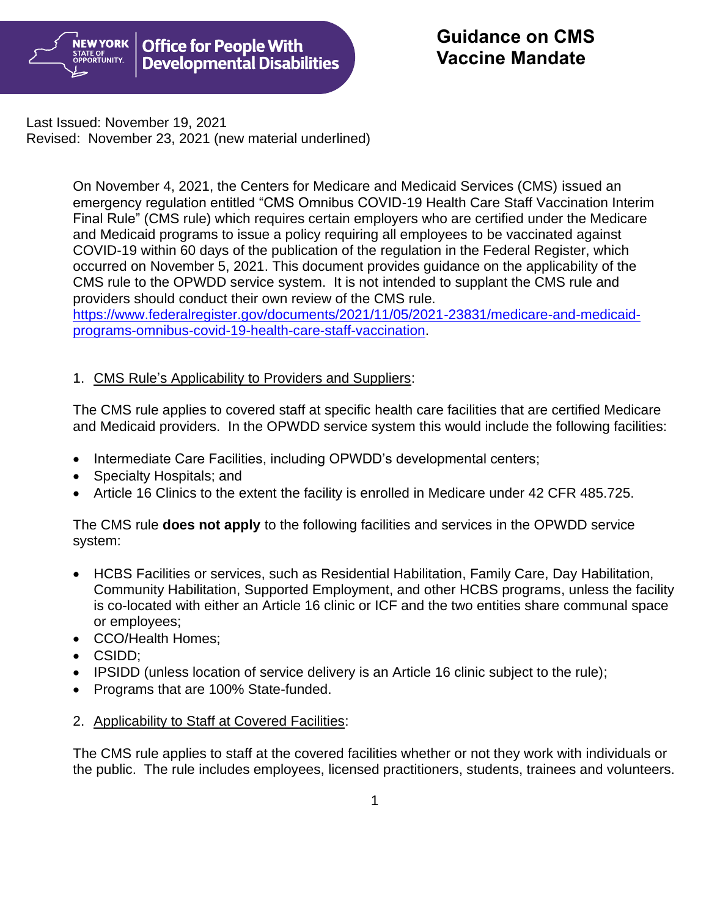NEW YORK STATE OF OPPORTUNITY. | Office for People With Developmental Disabilities

# Guidance on CMS Vaccine Mandate

Last Issued: November 19, 2021
Revised: November 23, 2021 (new material underlined)

On November 4, 2021, the Centers for Medicare and Medicaid Services (CMS) issued an emergency regulation entitled "CMS Omnibus COVID-19 Health Care Staff Vaccination Interim Final Rule" (CMS rule) which requires certain employers who are certified under the Medicare and Medicaid programs to issue a policy requiring all employees to be vaccinated against COVID-19 within 60 days of the publication of the regulation in the Federal Register, which occurred on November 5, 2021. This document provides guidance on the applicability of the CMS rule to the OPWDD service system. It is not intended to supplant the CMS rule and providers should conduct their own review of the CMS rule. https://www.federalregister.gov/documents/2021/11/05/2021-23831/medicare-and-medicaid-programs-omnibus-covid-19-health-care-staff-vaccination.

1. CMS Rule's Applicability to Providers and Suppliers:

The CMS rule applies to covered staff at specific health care facilities that are certified Medicare and Medicaid providers. In the OPWDD service system this would include the following facilities:

- Intermediate Care Facilities, including OPWDD's developmental centers;
- Specialty Hospitals; and
- Article 16 Clinics to the extent the facility is enrolled in Medicare under 42 CFR 485.725.

The CMS rule **does not apply** to the following facilities and services in the OPWDD service system:

- HCBS Facilities or services, such as Residential Habilitation, Family Care, Day Habilitation, Community Habilitation, Supported Employment, and other HCBS programs, unless the facility is co-located with either an Article 16 clinic or ICF and the two entities share communal space or employees;
- CCO/Health Homes;
- CSIDD;
- IPSIDD (unless location of service delivery is an Article 16 clinic subject to the rule);
- Programs that are 100% State-funded.

2. Applicability to Staff at Covered Facilities:

The CMS rule applies to staff at the covered facilities whether or not they work with individuals or the public. The rule includes employees, licensed practitioners, students, trainees and volunteers.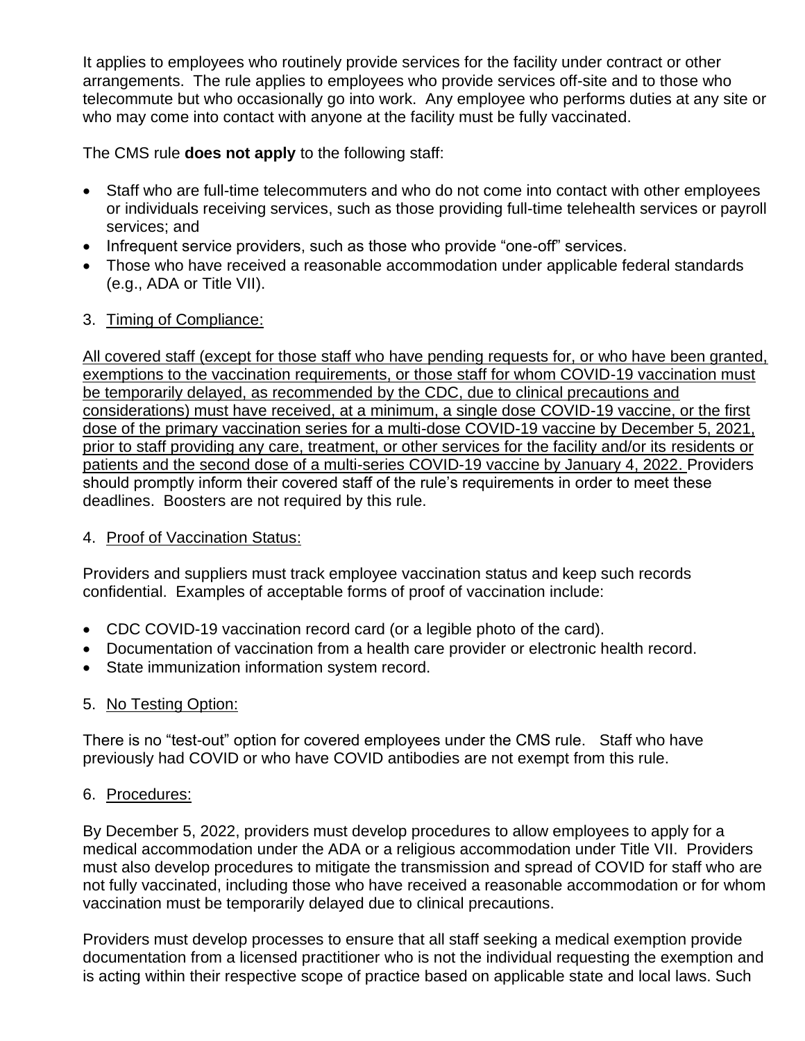It applies to employees who routinely provide services for the facility under contract or other arrangements. The rule applies to employees who provide services off-site and to those who telecommute but who occasionally go into work. Any employee who performs duties at any site or who may come into contact with anyone at the facility must be fully vaccinated.

The CMS rule **does not apply** to the following staff:

- Staff who are full-time telecommuters and who do not come into contact with other employees or individuals receiving services, such as those providing full-time telehealth services or payroll services; and
- Infrequent service providers, such as those who provide "one-off" services.
- Those who have received a reasonable accommodation under applicable federal standards (e.g., ADA or Title VII).

3. <u>Timing of Compliance:</u>

<u>All covered staff (except for those staff who have pending requests for, or who have been granted, exemptions to the vaccination requirements, or those staff for whom COVID-19 vaccination must be temporarily delayed, as recommended by the CDC, due to clinical precautions and considerations) must have received, at a minimum, a single dose COVID-19 vaccine, or the first dose of the primary vaccination series for a multi-dose COVID-19 vaccine by December 5, 2021, prior to staff providing any care, treatment, or other services for the facility and/or its residents or patients and the second dose of a multi-series COVID-19 vaccine by January 4, 2022.</u> Providers should promptly inform their covered staff of the rule's requirements in order to meet these deadlines. Boosters are not required by this rule.

4. <u>Proof of Vaccination Status:</u>

Providers and suppliers must track employee vaccination status and keep such records confidential. Examples of acceptable forms of proof of vaccination include:

- CDC COVID-19 vaccination record card (or a legible photo of the card).
- Documentation of vaccination from a health care provider or electronic health record.
- State immunization information system record.

5. <u>No Testing Option:</u>

There is no "test-out" option for covered employees under the CMS rule. Staff who have previously had COVID or who have COVID antibodies are not exempt from this rule.

6. <u>Procedures:</u>

By December 5, 2022, providers must develop procedures to allow employees to apply for a medical accommodation under the ADA or a religious accommodation under Title VII. Providers must also develop procedures to mitigate the transmission and spread of COVID for staff who are not fully vaccinated, including those who have received a reasonable accommodation or for whom vaccination must be temporarily delayed due to clinical precautions.

Providers must develop processes to ensure that all staff seeking a medical exemption provide documentation from a licensed practitioner who is not the individual requesting the exemption and is acting within their respective scope of practice based on applicable state and local laws. Such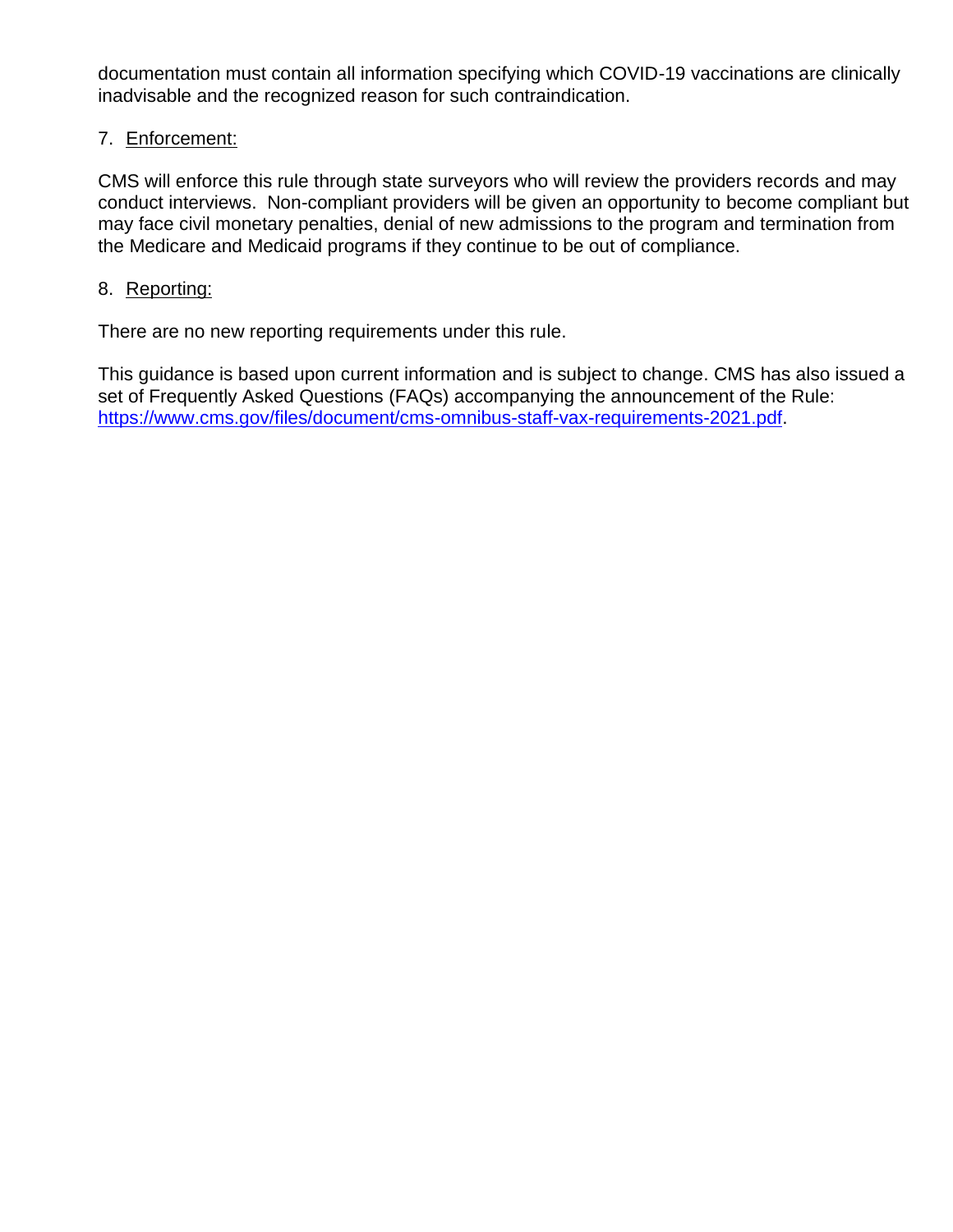documentation must contain all information specifying which COVID-19 vaccinations are clinically inadvisable and the recognized reason for such contraindication.

7. Enforcement:

CMS will enforce this rule through state surveyors who will review the providers records and may conduct interviews. Non-compliant providers will be given an opportunity to become compliant but may face civil monetary penalties, denial of new admissions to the program and termination from the Medicare and Medicaid programs if they continue to be out of compliance.

8. Reporting:

There are no new reporting requirements under this rule.

This guidance is based upon current information and is subject to change. CMS has also issued a set of Frequently Asked Questions (FAQs) accompanying the announcement of the Rule: [https://www.cms.gov/files/document/cms-omnibus-staff-vax-requirements-2021.pdf](https://www.cms.gov/files/document/cms-omnibus-staff-vax-requirements-2021.pdf).